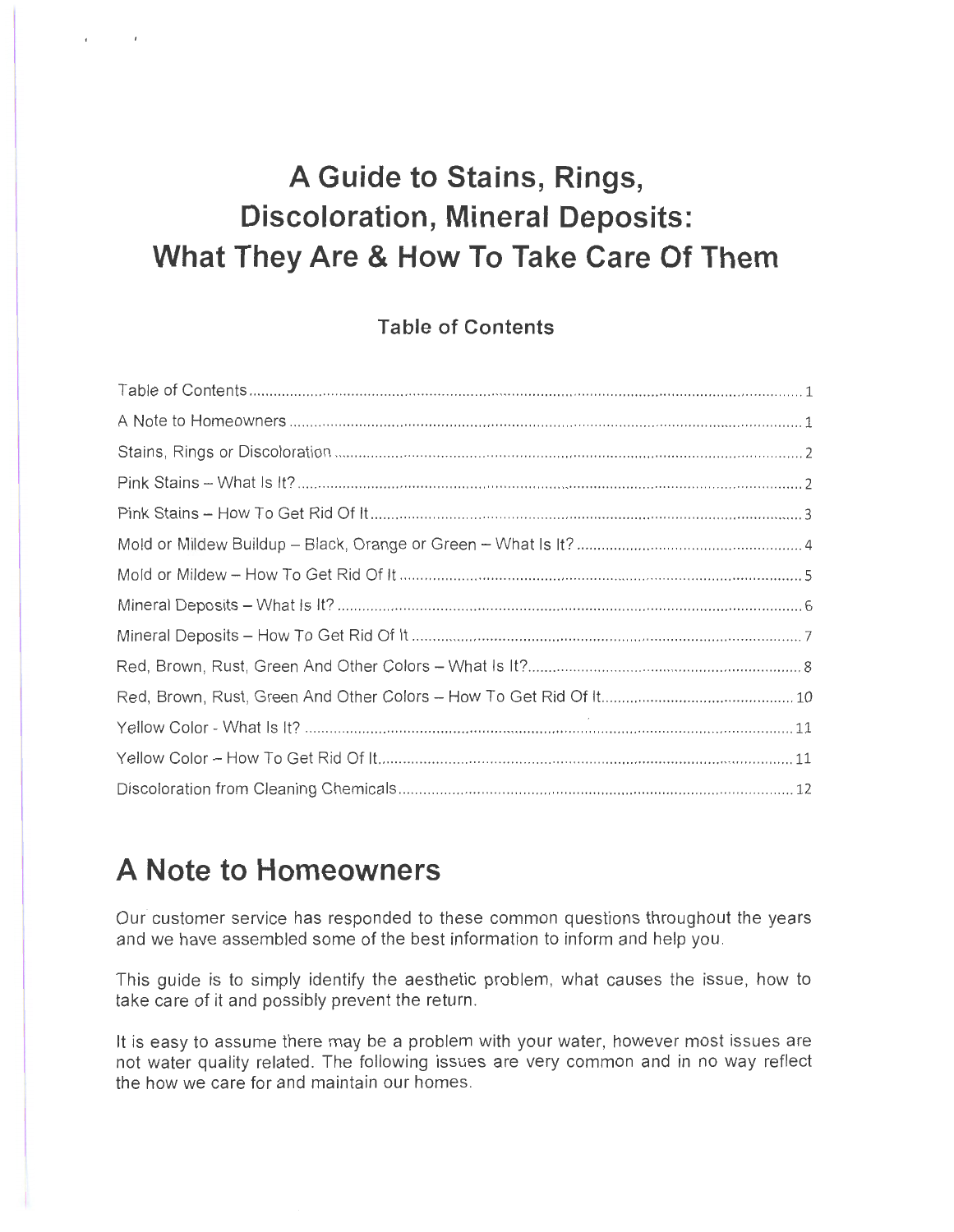# A Guide to Stains, Rings, Discoloration, Mineral Deposits: What They Are & How To Take Care Of Them

## Table of Contents

| | |
|---|---|
| Table of Contents | 1 |
| A Note to Homeowners | 1 |
| Stains, Rings or Discoloration | 2 |
| Pink Stains – What Is It? | 2 |
| Pink Stains – How To Get Rid Of It | 3 |
| Mold or Mildew Buildup – Black, Orange or Green – What Is It? | 4 |
| Mold or Mildew – How To Get Rid Of It | 5 |
| Mineral Deposits – What Is It? | 6 |
| Mineral Deposits – How To Get Rid Of It | 7 |
| Red, Brown, Rust, Green And Other Colors – What Is It? | 8 |
| Red, Brown, Rust, Green And Other Colors – How To Get Rid Of It | 10 |
| Yellow Color - What Is It? | 11 |
| Yellow Color – How To Get Rid Of It | 11 |
| Discoloration from Cleaning Chemicals | 12 |

# A Note to Homeowners

Our customer service has responded to these common questions throughout the years and we have assembled some of the best information to inform and help you.

This guide is to simply identify the aesthetic problem, what causes the issue, how to take care of it and possibly prevent the return.

It is easy to assume there may be a problem with your water, however most issues are not water quality related. The following issues are very common and in no way reflect the how we care for and maintain our homes.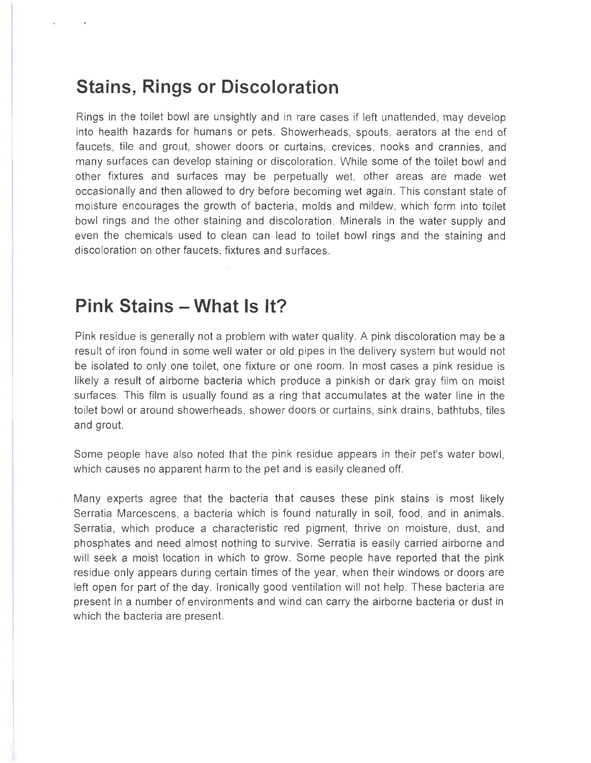## Stains, Rings or Discoloration

Rings in the toilet bowl are unsightly and in rare cases if left unattended, may develop into health hazards for humans or pets. Showerheads, spouts, aerators at the end of faucets, tile and grout, shower doors or curtains, crevices, nooks and crannies, and many surfaces can develop staining or discoloration. While some of the toilet bowl and other fixtures and surfaces may be perpetually wet, other areas are made wet occasionally and then allowed to dry before becoming wet again. This constant state of moisture encourages the growth of bacteria, molds and mildew, which form into toilet bowl rings and the other staining and discoloration. Minerals in the water supply and even the chemicals used to clean can lead to toilet bowl rings and the staining and discoloration on other faucets, fixtures and surfaces.

## Pink Stains – What Is It?

Pink residue is generally not a problem with water quality. A pink discoloration may be a result of iron found in some well water or old pipes in the delivery system but would not be isolated to only one toilet, one fixture or one room. In most cases a pink residue is likely a result of airborne bacteria which produce a pinkish or dark gray film on moist surfaces. This film is usually found as a ring that accumulates at the water line in the toilet bowl or around showerheads, shower doors or curtains, sink drains, bathtubs, tiles and grout.

Some people have also noted that the pink residue appears in their pet's water bowl, which causes no apparent harm to the pet and is easily cleaned off.

Many experts agree that the bacteria that causes these pink stains is most likely Serratia Marcescens, a bacteria which is found naturally in soil, food, and in animals. Serratia, which produce a characteristic red pigment, thrive on moisture, dust, and phosphates and need almost nothing to survive. Serratia is easily carried airborne and will seek a moist location in which to grow. Some people have reported that the pink residue only appears during certain times of the year, when their windows or doors are left open for part of the day. Ironically good ventilation will not help. These bacteria are present in a number of environments and wind can carry the airborne bacteria or dust in which the bacteria are present.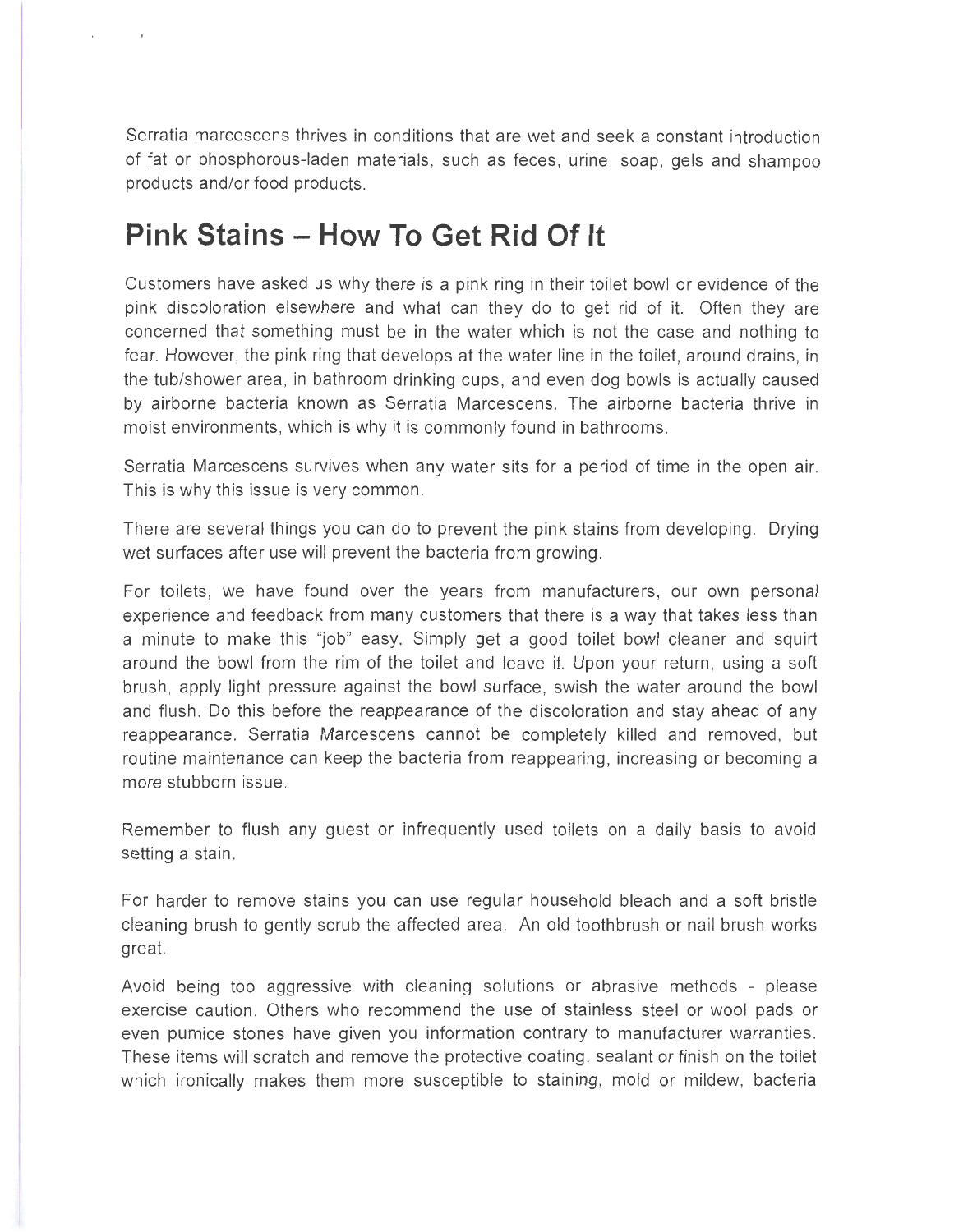Serratia marcescens thrives in conditions that are wet and seek a constant introduction of fat or phosphorous-laden materials, such as feces, urine, soap, gels and shampoo products and/or food products.

## Pink Stains – How To Get Rid Of It

Customers have asked us why there is a pink ring in their toilet bowl or evidence of the pink discoloration elsewhere and what can they do to get rid of it. Often they are concerned that something must be in the water which is not the case and nothing to fear. However, the pink ring that develops at the water line in the toilet, around drains, in the tub/shower area, in bathroom drinking cups, and even dog bowls is actually caused by airborne bacteria known as Serratia Marcescens. The airborne bacteria thrive in moist environments, which is why it is commonly found in bathrooms.

Serratia Marcescens survives when any water sits for a period of time in the open air. This is why this issue is very common.

There are several things you can do to prevent the pink stains from developing. Drying wet surfaces after use will prevent the bacteria from growing.

For toilets, we have found over the years from manufacturers, our own personal experience and feedback from many customers that there is a way that takes less than a minute to make this "job" easy. Simply get a good toilet bowl cleaner and squirt around the bowl from the rim of the toilet and leave it. Upon your return, using a soft brush, apply light pressure against the bowl surface, swish the water around the bowl and flush. Do this before the reappearance of the discoloration and stay ahead of any reappearance. Serratia Marcescens cannot be completely killed and removed, but routine maintenance can keep the bacteria from reappearing, increasing or becoming a more stubborn issue.

Remember to flush any guest or infrequently used toilets on a daily basis to avoid setting a stain.

For harder to remove stains you can use regular household bleach and a soft bristle cleaning brush to gently scrub the affected area. An old toothbrush or nail brush works great.

Avoid being too aggressive with cleaning solutions or abrasive methods - please exercise caution. Others who recommend the use of stainless steel or wool pads or even pumice stones have given you information contrary to manufacturer warranties. These items will scratch and remove the protective coating, sealant or finish on the toilet which ironically makes them more susceptible to staining, mold or mildew, bacteria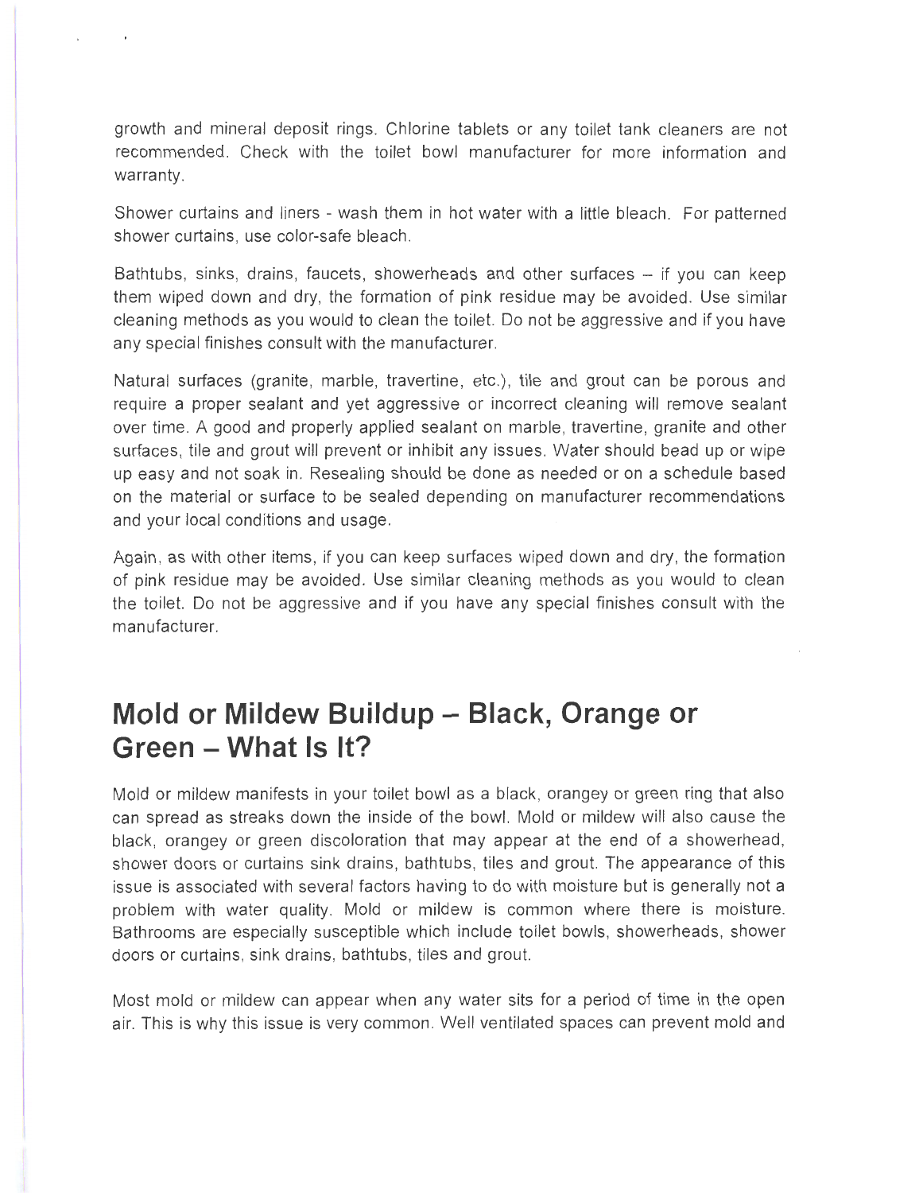growth and mineral deposit rings. Chlorine tablets or any toilet tank cleaners are not recommended. Check with the toilet bowl manufacturer for more information and warranty.

Shower curtains and liners - wash them in hot water with a little bleach. For patterned shower curtains, use color-safe bleach.

Bathtubs, sinks, drains, faucets, showerheads and other surfaces – if you can keep them wiped down and dry, the formation of pink residue may be avoided. Use similar cleaning methods as you would to clean the toilet. Do not be aggressive and if you have any special finishes consult with the manufacturer.

Natural surfaces (granite, marble, travertine, etc.), tile and grout can be porous and require a proper sealant and yet aggressive or incorrect cleaning will remove sealant over time. A good and properly applied sealant on marble, travertine, granite and other surfaces, tile and grout will prevent or inhibit any issues. Water should bead up or wipe up easy and not soak in. Resealing should be done as needed or on a schedule based on the material or surface to be sealed depending on manufacturer recommendations and your local conditions and usage.

Again, as with other items, if you can keep surfaces wiped down and dry, the formation of pink residue may be avoided. Use similar cleaning methods as you would to clean the toilet. Do not be aggressive and if you have any special finishes consult with the manufacturer.

## Mold or Mildew Buildup – Black, Orange or Green – What Is It?

Mold or mildew manifests in your toilet bowl as a black, orangey or green ring that also can spread as streaks down the inside of the bowl. Mold or mildew will also cause the black, orangey or green discoloration that may appear at the end of a showerhead, shower doors or curtains sink drains, bathtubs, tiles and grout. The appearance of this issue is associated with several factors having to do with moisture but is generally not a problem with water quality. Mold or mildew is common where there is moisture. Bathrooms are especially susceptible which include toilet bowls, showerheads, shower doors or curtains, sink drains, bathtubs, tiles and grout.

Most mold or mildew can appear when any water sits for a period of time in the open air. This is why this issue is very common. Well ventilated spaces can prevent mold and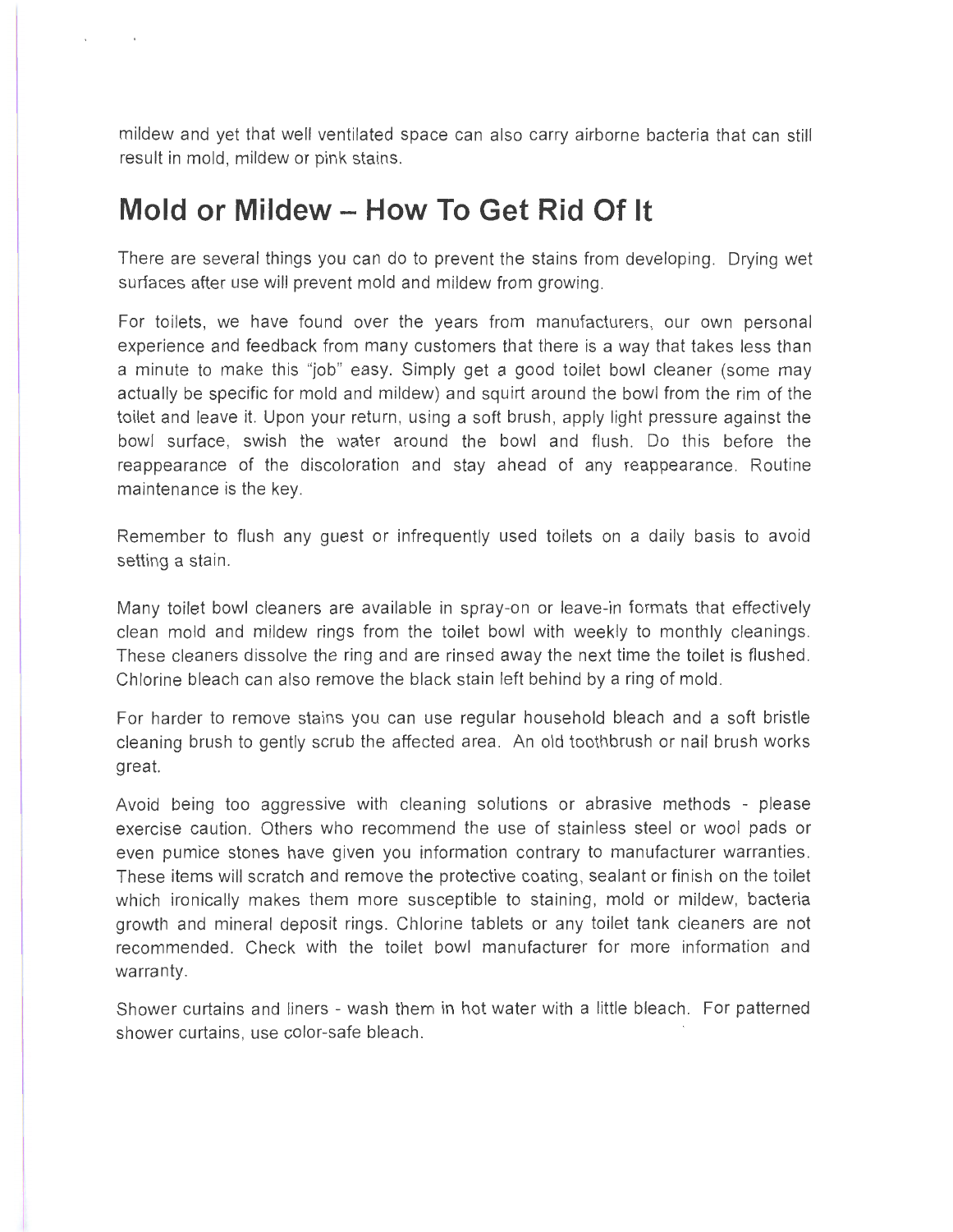mildew and yet that well ventilated space can also carry airborne bacteria that can still result in mold, mildew or pink stains.

## Mold or Mildew – How To Get Rid Of It

There are several things you can do to prevent the stains from developing. Drying wet surfaces after use will prevent mold and mildew from growing.

For toilets, we have found over the years from manufacturers, our own personal experience and feedback from many customers that there is a way that takes less than a minute to make this "job" easy. Simply get a good toilet bowl cleaner (some may actually be specific for mold and mildew) and squirt around the bowl from the rim of the toilet and leave it. Upon your return, using a soft brush, apply light pressure against the bowl surface, swish the water around the bowl and flush. Do this before the reappearance of the discoloration and stay ahead of any reappearance. Routine maintenance is the key.

Remember to flush any guest or infrequently used toilets on a daily basis to avoid setting a stain.

Many toilet bowl cleaners are available in spray-on or leave-in formats that effectively clean mold and mildew rings from the toilet bowl with weekly to monthly cleanings. These cleaners dissolve the ring and are rinsed away the next time the toilet is flushed. Chlorine bleach can also remove the black stain left behind by a ring of mold.

For harder to remove stains you can use regular household bleach and a soft bristle cleaning brush to gently scrub the affected area. An old toothbrush or nail brush works great.

Avoid being too aggressive with cleaning solutions or abrasive methods - please exercise caution. Others who recommend the use of stainless steel or wool pads or even pumice stones have given you information contrary to manufacturer warranties. These items will scratch and remove the protective coating, sealant or finish on the toilet which ironically makes them more susceptible to staining, mold or mildew, bacteria growth and mineral deposit rings. Chlorine tablets or any toilet tank cleaners are not recommended. Check with the toilet bowl manufacturer for more information and warranty.

Shower curtains and liners - wash them in hot water with a little bleach. For patterned shower curtains, use color-safe bleach.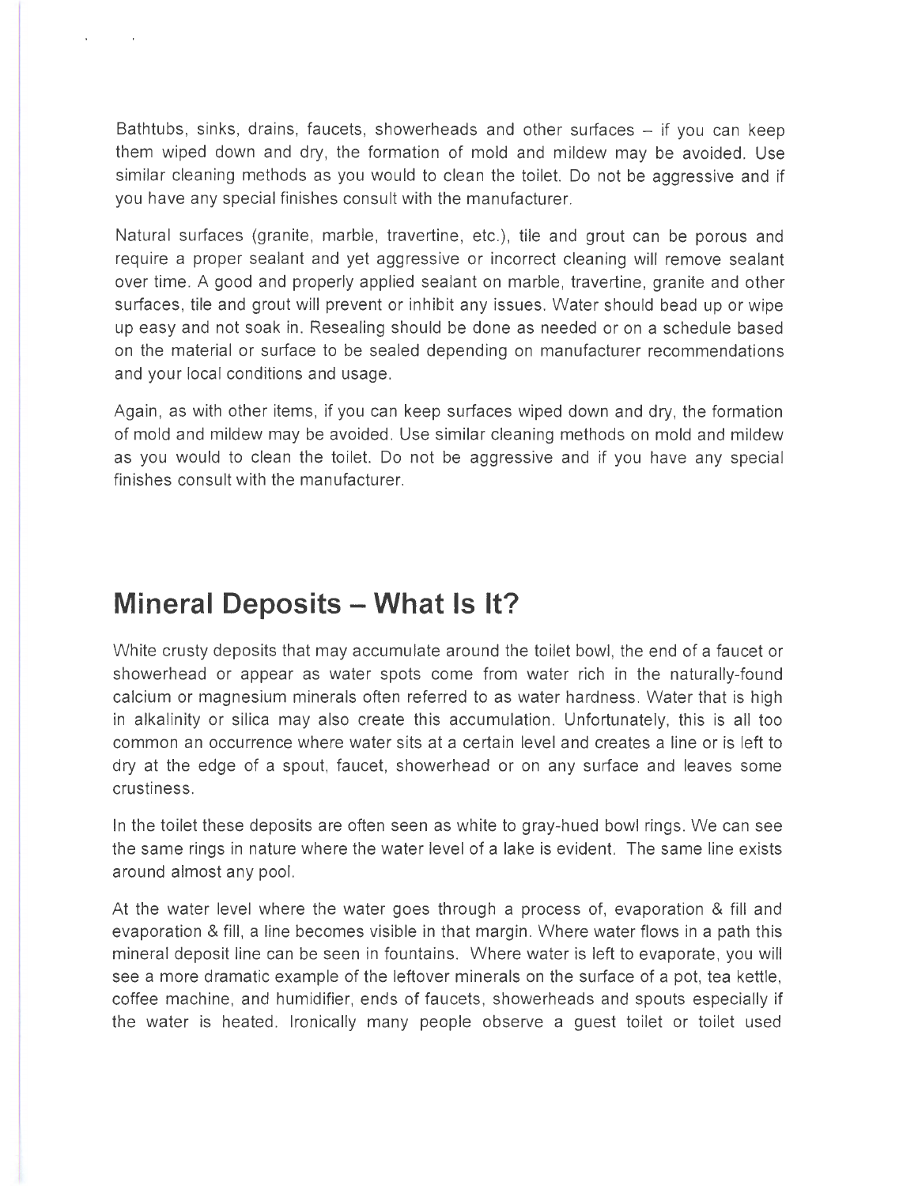Bathtubs, sinks, drains, faucets, showerheads and other surfaces – if you can keep them wiped down and dry, the formation of mold and mildew may be avoided. Use similar cleaning methods as you would to clean the toilet. Do not be aggressive and if you have any special finishes consult with the manufacturer.

Natural surfaces (granite, marble, travertine, etc.), tile and grout can be porous and require a proper sealant and yet aggressive or incorrect cleaning will remove sealant over time. A good and properly applied sealant on marble, travertine, granite and other surfaces, tile and grout will prevent or inhibit any issues. Water should bead up or wipe up easy and not soak in. Resealing should be done as needed or on a schedule based on the material or surface to be sealed depending on manufacturer recommendations and your local conditions and usage.

Again, as with other items, if you can keep surfaces wiped down and dry, the formation of mold and mildew may be avoided. Use similar cleaning methods on mold and mildew as you would to clean the toilet. Do not be aggressive and if you have any special finishes consult with the manufacturer.

## Mineral Deposits – What Is It?

White crusty deposits that may accumulate around the toilet bowl, the end of a faucet or showerhead or appear as water spots come from water rich in the naturally-found calcium or magnesium minerals often referred to as water hardness. Water that is high in alkalinity or silica may also create this accumulation. Unfortunately, this is all too common an occurrence where water sits at a certain level and creates a line or is left to dry at the edge of a spout, faucet, showerhead or on any surface and leaves some crustiness.

In the toilet these deposits are often seen as white to gray-hued bowl rings. We can see the same rings in nature where the water level of a lake is evident. The same line exists around almost any pool.

At the water level where the water goes through a process of, evaporation & fill and evaporation & fill, a line becomes visible in that margin. Where water flows in a path this mineral deposit line can be seen in fountains. Where water is left to evaporate, you will see a more dramatic example of the leftover minerals on the surface of a pot, tea kettle, coffee machine, and humidifier, ends of faucets, showerheads and spouts especially if the water is heated. Ironically many people observe a guest toilet or toilet used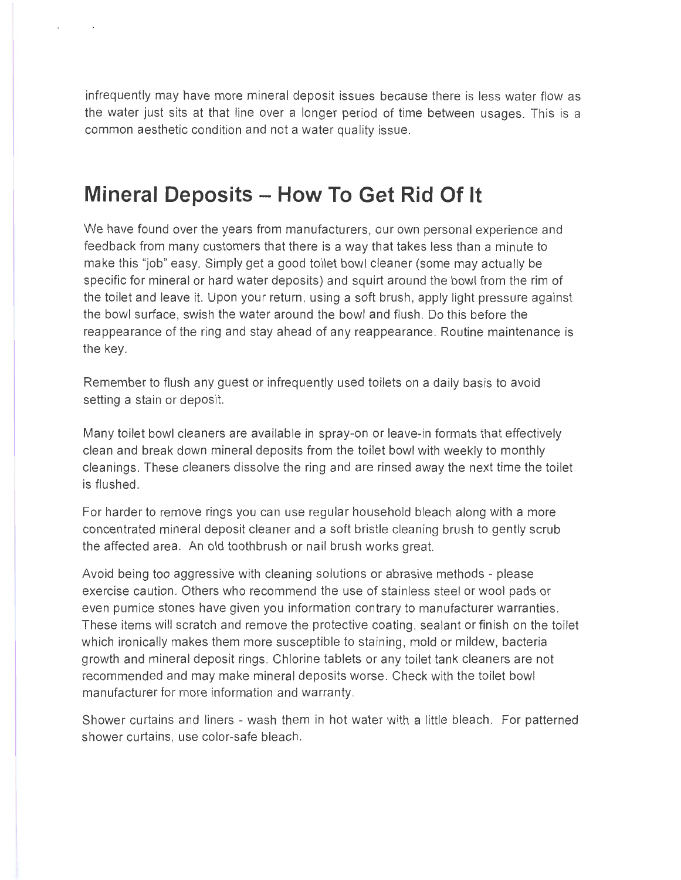infrequently may have more mineral deposit issues because there is less water flow as the water just sits at that line over a longer period of time between usages. This is a common aesthetic condition and not a water quality issue.

## Mineral Deposits – How To Get Rid Of It

We have found over the years from manufacturers, our own personal experience and feedback from many customers that there is a way that takes less than a minute to make this "job" easy. Simply get a good toilet bowl cleaner (some may actually be specific for mineral or hard water deposits) and squirt around the bowl from the rim of the toilet and leave it. Upon your return, using a soft brush, apply light pressure against the bowl surface, swish the water around the bowl and flush. Do this before the reappearance of the ring and stay ahead of any reappearance. Routine maintenance is the key.

Remember to flush any guest or infrequently used toilets on a daily basis to avoid setting a stain or deposit.

Many toilet bowl cleaners are available in spray-on or leave-in formats that effectively clean and break down mineral deposits from the toilet bowl with weekly to monthly cleanings. These cleaners dissolve the ring and are rinsed away the next time the toilet is flushed.

For harder to remove rings you can use regular household bleach along with a more concentrated mineral deposit cleaner and a soft bristle cleaning brush to gently scrub the affected area. An old toothbrush or nail brush works great.

Avoid being too aggressive with cleaning solutions or abrasive methods - please exercise caution. Others who recommend the use of stainless steel or wool pads or even pumice stones have given you information contrary to manufacturer warranties. These items will scratch and remove the protective coating, sealant or finish on the toilet which ironically makes them more susceptible to staining, mold or mildew, bacteria growth and mineral deposit rings. Chlorine tablets or any toilet tank cleaners are not recommended and may make mineral deposits worse. Check with the toilet bowl manufacturer for more information and warranty.

Shower curtains and liners - wash them in hot water with a little bleach. For patterned shower curtains, use color-safe bleach.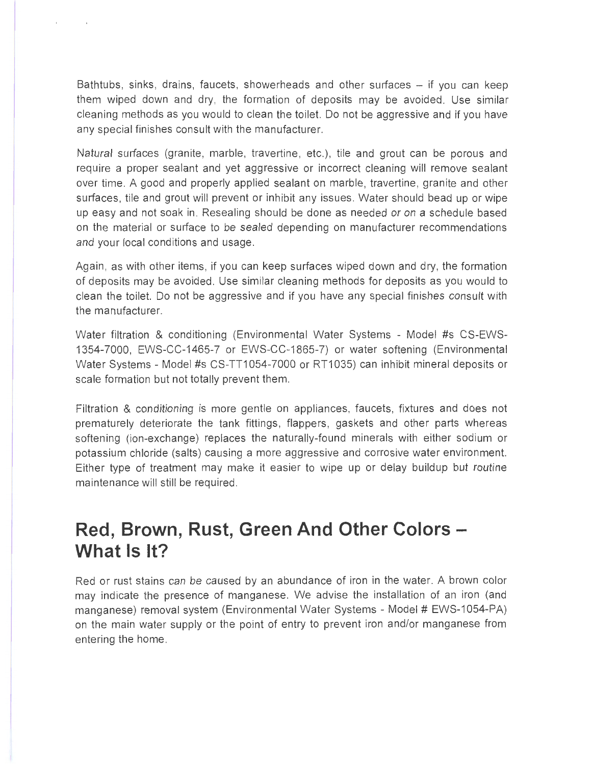Bathtubs, sinks, drains, faucets, showerheads and other surfaces – if you can keep them wiped down and dry, the formation of deposits may be avoided. Use similar cleaning methods as you would to clean the toilet. Do not be aggressive and if you have any special finishes consult with the manufacturer.

Natural surfaces (granite, marble, travertine, etc.), tile and grout can be porous and require a proper sealant and yet aggressive or incorrect cleaning will remove sealant over time. A good and properly applied sealant on marble, travertine, granite and other surfaces, tile and grout will prevent or inhibit any issues. Water should bead up or wipe up easy and not soak in. Resealing should be done as needed or on a schedule based on the material or surface to be sealed depending on manufacturer recommendations and your local conditions and usage.

Again, as with other items, if you can keep surfaces wiped down and dry, the formation of deposits may be avoided. Use similar cleaning methods for deposits as you would to clean the toilet. Do not be aggressive and if you have any special finishes consult with the manufacturer.

Water filtration & conditioning (Environmental Water Systems - Model #s CS-EWS-1354-7000, EWS-CC-1465-7 or EWS-CC-1865-7) or water softening (Environmental Water Systems - Model #s CS-TT1054-7000 or RT1035) can inhibit mineral deposits or scale formation but not totally prevent them.

Filtration & conditioning is more gentle on appliances, faucets, fixtures and does not prematurely deteriorate the tank fittings, flappers, gaskets and other parts whereas softening (ion-exchange) replaces the naturally-found minerals with either sodium or potassium chloride (salts) causing a more aggressive and corrosive water environment. Either type of treatment may make it easier to wipe up or delay buildup but routine maintenance will still be required.

## Red, Brown, Rust, Green And Other Colors – What Is It?

Red or rust stains can be caused by an abundance of iron in the water. A brown color may indicate the presence of manganese. We advise the installation of an iron (and manganese) removal system (Environmental Water Systems - Model # EWS-1054-PA) on the main water supply or the point of entry to prevent iron and/or manganese from entering the home.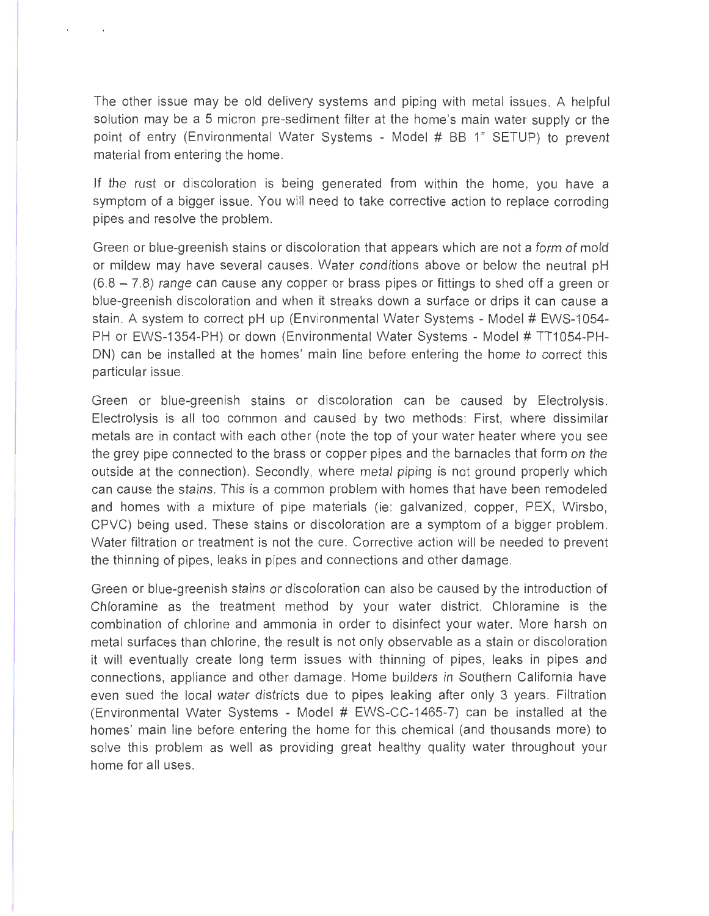The other issue may be old delivery systems and piping with metal issues. A helpful solution may be a 5 micron pre-sediment filter at the home's main water supply or the point of entry (Environmental Water Systems - Model # BB 1" SETUP) to prevent material from entering the home.

If the rust or discoloration is being generated from within the home, you have a symptom of a bigger issue. You will need to take corrective action to replace corroding pipes and resolve the problem.

Green or blue-greenish stains or discoloration that appears which are not a form of mold or mildew may have several causes. Water conditions above or below the neutral pH (6.8 – 7.8) range can cause any copper or brass pipes or fittings to shed off a green or blue-greenish discoloration and when it streaks down a surface or drips it can cause a stain. A system to correct pH up (Environmental Water Systems - Model # EWS-1054-PH or EWS-1354-PH) or down (Environmental Water Systems - Model # TT1054-PH-DN) can be installed at the homes' main line before entering the home to correct this particular issue.

Green or blue-greenish stains or discoloration can be caused by Electrolysis. Electrolysis is all too common and caused by two methods: First, where dissimilar metals are in contact with each other (note the top of your water heater where you see the grey pipe connected to the brass or copper pipes and the barnacles that form on the outside at the connection). Secondly, where metal piping is not ground properly which can cause the stains. This is a common problem with homes that have been remodeled and homes with a mixture of pipe materials (ie: galvanized, copper, PEX, Wirsbo, CPVC) being used. These stains or discoloration are a symptom of a bigger problem. Water filtration or treatment is not the cure. Corrective action will be needed to prevent the thinning of pipes, leaks in pipes and connections and other damage.

Green or blue-greenish stains or discoloration can also be caused by the introduction of Chloramine as the treatment method by your water district. Chloramine is the combination of chlorine and ammonia in order to disinfect your water. More harsh on metal surfaces than chlorine, the result is not only observable as a stain or discoloration it will eventually create long term issues with thinning of pipes, leaks in pipes and connections, appliance and other damage. Home builders in Southern California have even sued the local water districts due to pipes leaking after only 3 years. Filtration (Environmental Water Systems - Model # EWS-CC-1465-7) can be installed at the homes' main line before entering the home for this chemical (and thousands more) to solve this problem as well as providing great healthy quality water throughout your home for all uses.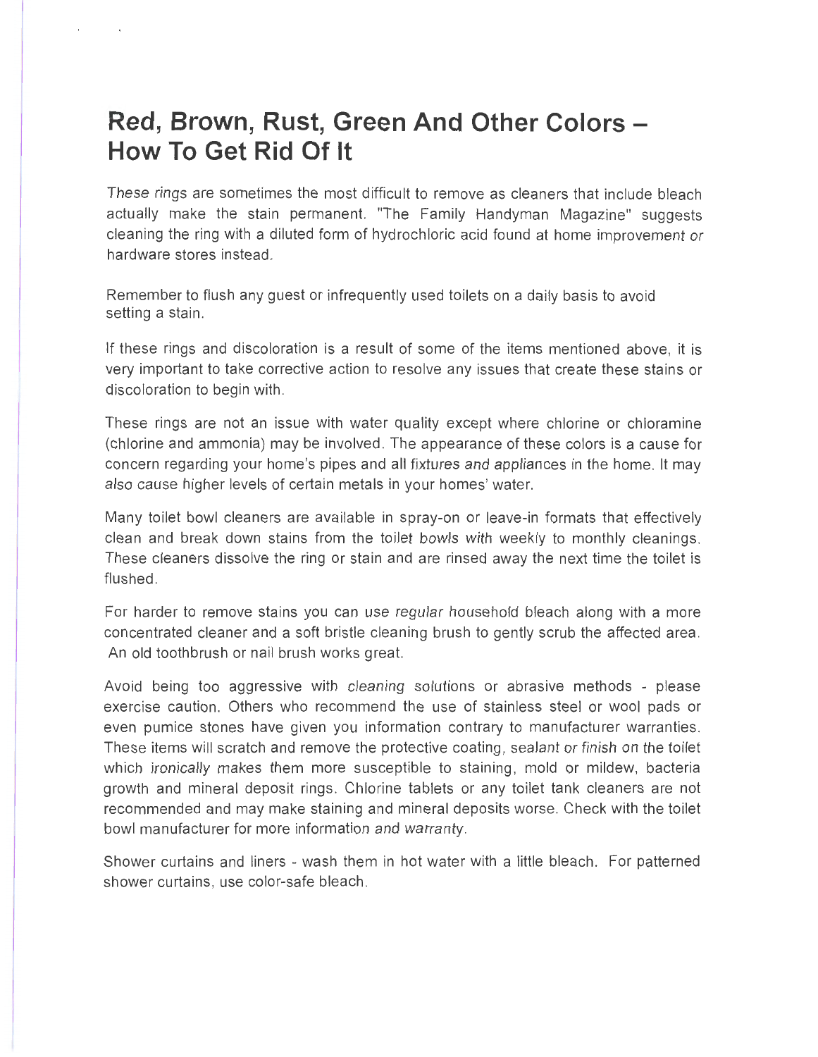# Red, Brown, Rust, Green And Other Colors – How To Get Rid Of It

These rings are sometimes the most difficult to remove as cleaners that include bleach actually make the stain permanent. "The Family Handyman Magazine" suggests cleaning the ring with a diluted form of hydrochloric acid found at home improvement or hardware stores instead.

Remember to flush any guest or infrequently used toilets on a daily basis to avoid setting a stain.

If these rings and discoloration is a result of some of the items mentioned above, it is very important to take corrective action to resolve any issues that create these stains or discoloration to begin with.

These rings are not an issue with water quality except where chlorine or chloramine (chlorine and ammonia) may be involved. The appearance of these colors is a cause for concern regarding your home's pipes and all fixtures and appliances in the home. It may also cause higher levels of certain metals in your homes' water.

Many toilet bowl cleaners are available in spray-on or leave-in formats that effectively clean and break down stains from the toilet bowls with weekly to monthly cleanings. These cleaners dissolve the ring or stain and are rinsed away the next time the toilet is flushed.

For harder to remove stains you can use regular household bleach along with a more concentrated cleaner and a soft bristle cleaning brush to gently scrub the affected area. An old toothbrush or nail brush works great.

Avoid being too aggressive with cleaning solutions or abrasive methods - please exercise caution. Others who recommend the use of stainless steel or wool pads or even pumice stones have given you information contrary to manufacturer warranties. These items will scratch and remove the protective coating, sealant or finish on the toilet which ironically makes them more susceptible to staining, mold or mildew, bacteria growth and mineral deposit rings. Chlorine tablets or any toilet tank cleaners are not recommended and may make staining and mineral deposits worse. Check with the toilet bowl manufacturer for more information and warranty.

Shower curtains and liners - wash them in hot water with a little bleach. For patterned shower curtains, use color-safe bleach.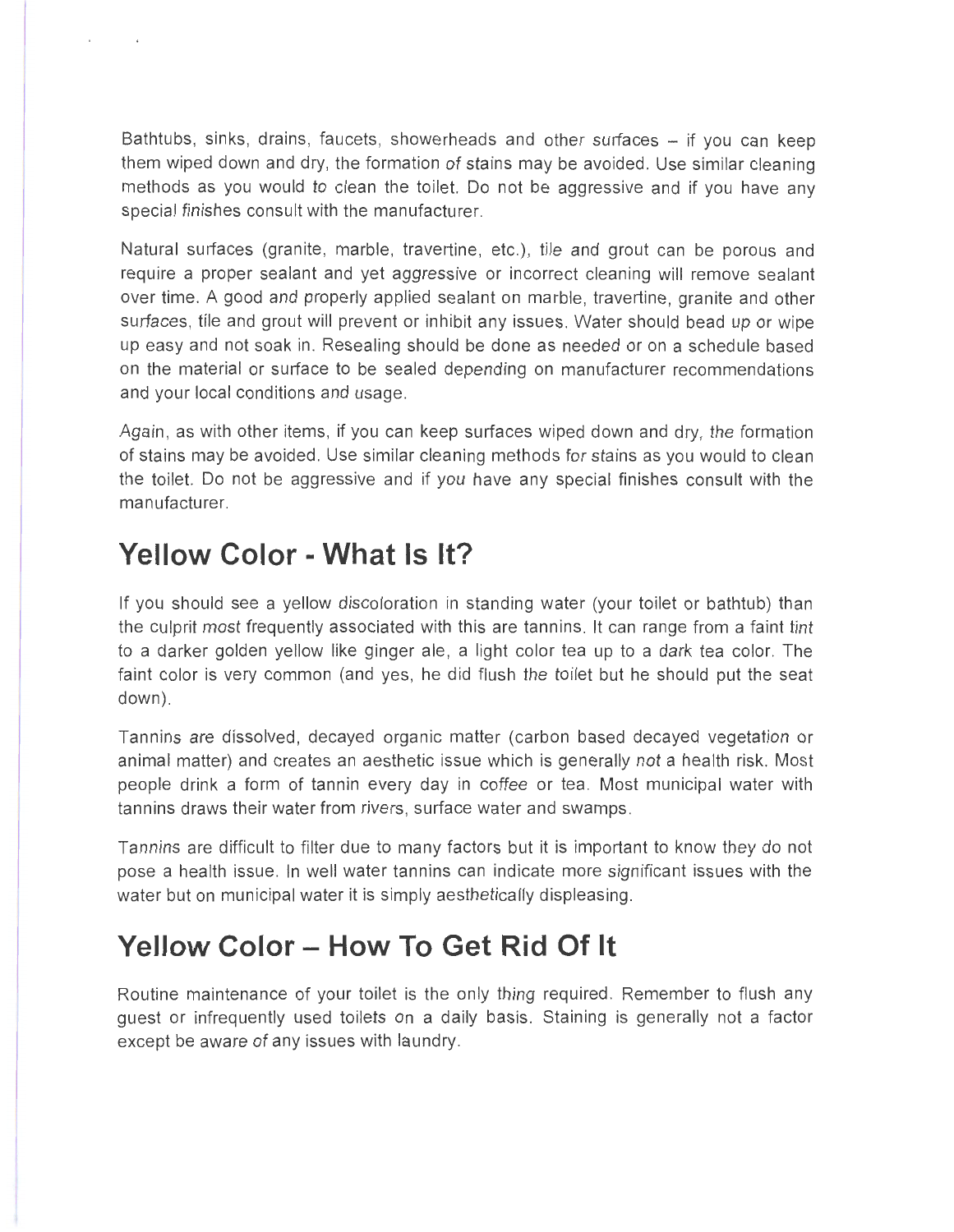Bathtubs, sinks, drains, faucets, showerheads and other surfaces – if you can keep them wiped down and dry, the formation of stains may be avoided. Use similar cleaning methods as you would to clean the toilet. Do not be aggressive and if you have any special finishes consult with the manufacturer.

Natural surfaces (granite, marble, travertine, etc.), tile and grout can be porous and require a proper sealant and yet aggressive or incorrect cleaning will remove sealant over time. A good and properly applied sealant on marble, travertine, granite and other surfaces, tile and grout will prevent or inhibit any issues. Water should bead up or wipe up easy and not soak in. Resealing should be done as needed or on a schedule based on the material or surface to be sealed depending on manufacturer recommendations and your local conditions and usage.

Again, as with other items, if you can keep surfaces wiped down and dry, the formation of stains may be avoided. Use similar cleaning methods for stains as you would to clean the toilet. Do not be aggressive and if you have any special finishes consult with the manufacturer.

## Yellow Color - What Is It?

If you should see a yellow discoloration in standing water (your toilet or bathtub) than the culprit most frequently associated with this are tannins. It can range from a faint tint to a darker golden yellow like ginger ale, a light color tea up to a dark tea color. The faint color is very common (and yes, he did flush the toilet but he should put the seat down).

Tannins are dissolved, decayed organic matter (carbon based decayed vegetation or animal matter) and creates an aesthetic issue which is generally not a health risk. Most people drink a form of tannin every day in coffee or tea. Most municipal water with tannins draws their water from rivers, surface water and swamps.

Tannins are difficult to filter due to many factors but it is important to know they do not pose a health issue. In well water tannins can indicate more significant issues with the water but on municipal water it is simply aesthetically displeasing.

## Yellow Color – How To Get Rid Of It

Routine maintenance of your toilet is the only thing required. Remember to flush any guest or infrequently used toilets on a daily basis. Staining is generally not a factor except be aware of any issues with laundry.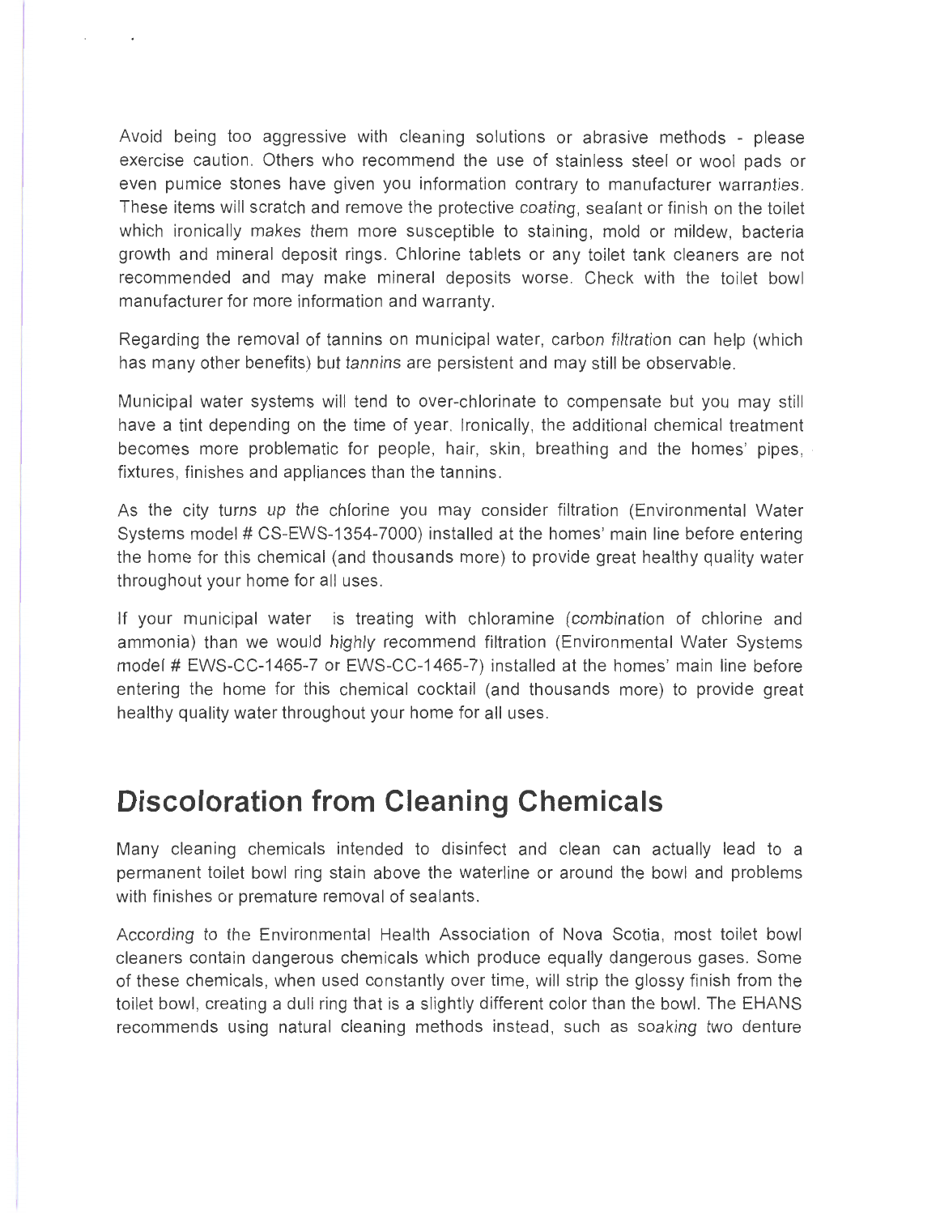Avoid being too aggressive with cleaning solutions or abrasive methods - please exercise caution. Others who recommend the use of stainless steel or wool pads or even pumice stones have given you information contrary to manufacturer warranties. These items will scratch and remove the protective coating, sealant or finish on the toilet which ironically makes them more susceptible to staining, mold or mildew, bacteria growth and mineral deposit rings. Chlorine tablets or any toilet tank cleaners are not recommended and may make mineral deposits worse. Check with the toilet bowl manufacturer for more information and warranty.

Regarding the removal of tannins on municipal water, carbon filtration can help (which has many other benefits) but tannins are persistent and may still be observable.

Municipal water systems will tend to over-chlorinate to compensate but you may still have a tint depending on the time of year. Ironically, the additional chemical treatment becomes more problematic for people, hair, skin, breathing and the homes' pipes, fixtures, finishes and appliances than the tannins.

As the city turns up the chlorine you may consider filtration (Environmental Water Systems model # CS-EWS-1354-7000) installed at the homes' main line before entering the home for this chemical (and thousands more) to provide great healthy quality water throughout your home for all uses.

If your municipal water is treating with chloramine (combination of chlorine and ammonia) than we would highly recommend filtration (Environmental Water Systems model # EWS-CC-1465-7 or EWS-CC-1465-7) installed at the homes' main line before entering the home for this chemical cocktail (and thousands more) to provide great healthy quality water throughout your home for all uses.

## Discoloration from Cleaning Chemicals

Many cleaning chemicals intended to disinfect and clean can actually lead to a permanent toilet bowl ring stain above the waterline or around the bowl and problems with finishes or premature removal of sealants.

According to the Environmental Health Association of Nova Scotia, most toilet bowl cleaners contain dangerous chemicals which produce equally dangerous gases. Some of these chemicals, when used constantly over time, will strip the glossy finish from the toilet bowl, creating a dull ring that is a slightly different color than the bowl. The EHANS recommends using natural cleaning methods instead, such as soaking two denture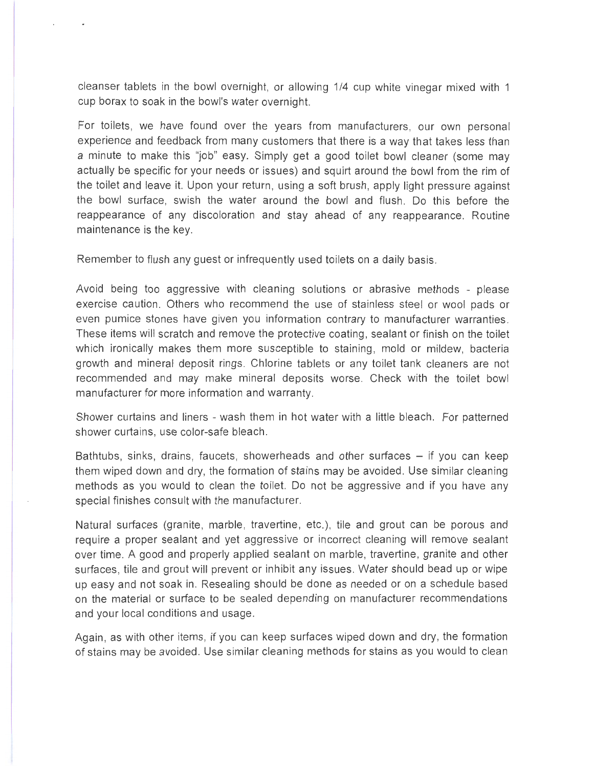cleanser tablets in the bowl overnight, or allowing 1/4 cup white vinegar mixed with 1 cup borax to soak in the bowl's water overnight.

For toilets, we have found over the years from manufacturers, our own personal experience and feedback from many customers that there is a way that takes less than a minute to make this "job" easy. Simply get a good toilet bowl cleaner (some may actually be specific for your needs or issues) and squirt around the bowl from the rim of the toilet and leave it. Upon your return, using a soft brush, apply light pressure against the bowl surface, swish the water around the bowl and flush. Do this before the reappearance of any discoloration and stay ahead of any reappearance. Routine maintenance is the key.

Remember to flush any guest or infrequently used toilets on a daily basis.

Avoid being too aggressive with cleaning solutions or abrasive methods - please exercise caution. Others who recommend the use of stainless steel or wool pads or even pumice stones have given you information contrary to manufacturer warranties. These items will scratch and remove the protective coating, sealant or finish on the toilet which ironically makes them more susceptible to staining, mold or mildew, bacteria growth and mineral deposit rings. Chlorine tablets or any toilet tank cleaners are not recommended and may make mineral deposits worse. Check with the toilet bowl manufacturer for more information and warranty.

Shower curtains and liners - wash them in hot water with a little bleach. For patterned shower curtains, use color-safe bleach.

Bathtubs, sinks, drains, faucets, showerheads and other surfaces – if you can keep them wiped down and dry, the formation of stains may be avoided. Use similar cleaning methods as you would to clean the toilet. Do not be aggressive and if you have any special finishes consult with the manufacturer.

Natural surfaces (granite, marble, travertine, etc.), tile and grout can be porous and require a proper sealant and yet aggressive or incorrect cleaning will remove sealant over time. A good and properly applied sealant on marble, travertine, granite and other surfaces, tile and grout will prevent or inhibit any issues. Water should bead up or wipe up easy and not soak in. Resealing should be done as needed or on a schedule based on the material or surface to be sealed depending on manufacturer recommendations and your local conditions and usage.

Again, as with other items, if you can keep surfaces wiped down and dry, the formation of stains may be avoided. Use similar cleaning methods for stains as you would to clean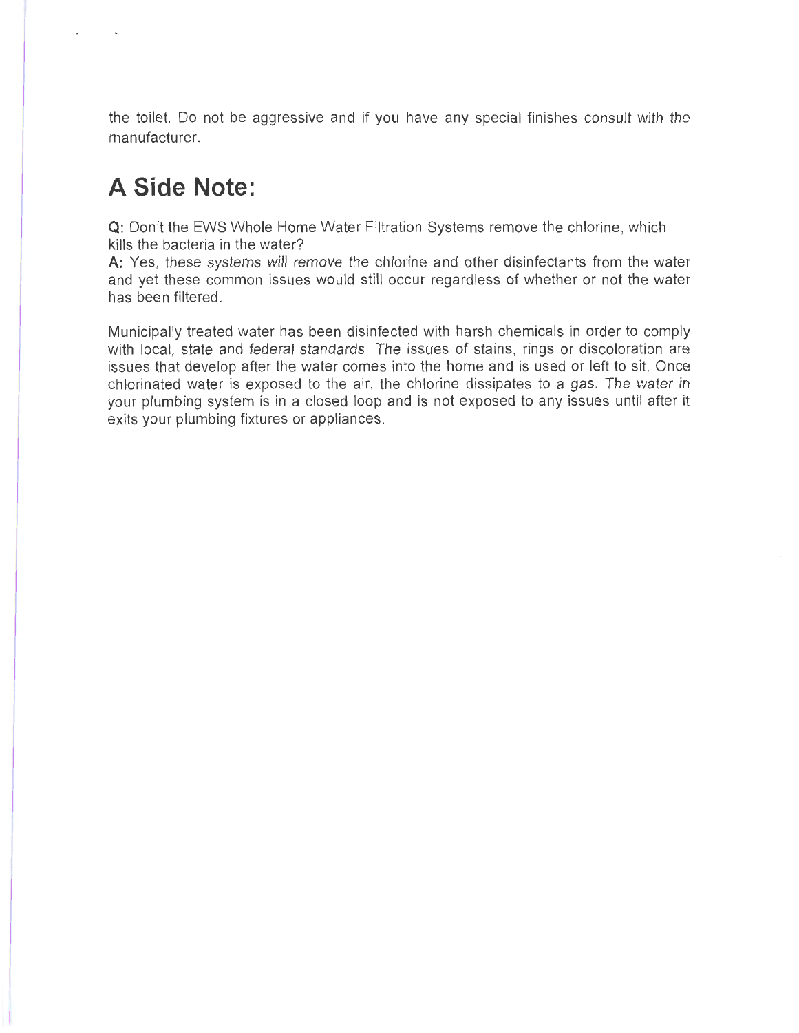the toilet. Do not be aggressive and if you have any special finishes consult with the manufacturer.

## A Side Note:

**Q:** Don't the EWS Whole Home Water Filtration Systems remove the chlorine, which kills the bacteria in the water?
**A:** Yes, these systems will remove the chlorine and other disinfectants from the water and yet these common issues would still occur regardless of whether or not the water has been filtered.

Municipally treated water has been disinfected with harsh chemicals in order to comply with local, state and federal standards. The issues of stains, rings or discoloration are issues that develop after the water comes into the home and is used or left to sit. Once chlorinated water is exposed to the air, the chlorine dissipates to a gas. The water in your plumbing system is in a closed loop and is not exposed to any issues until after it exits your plumbing fixtures or appliances.